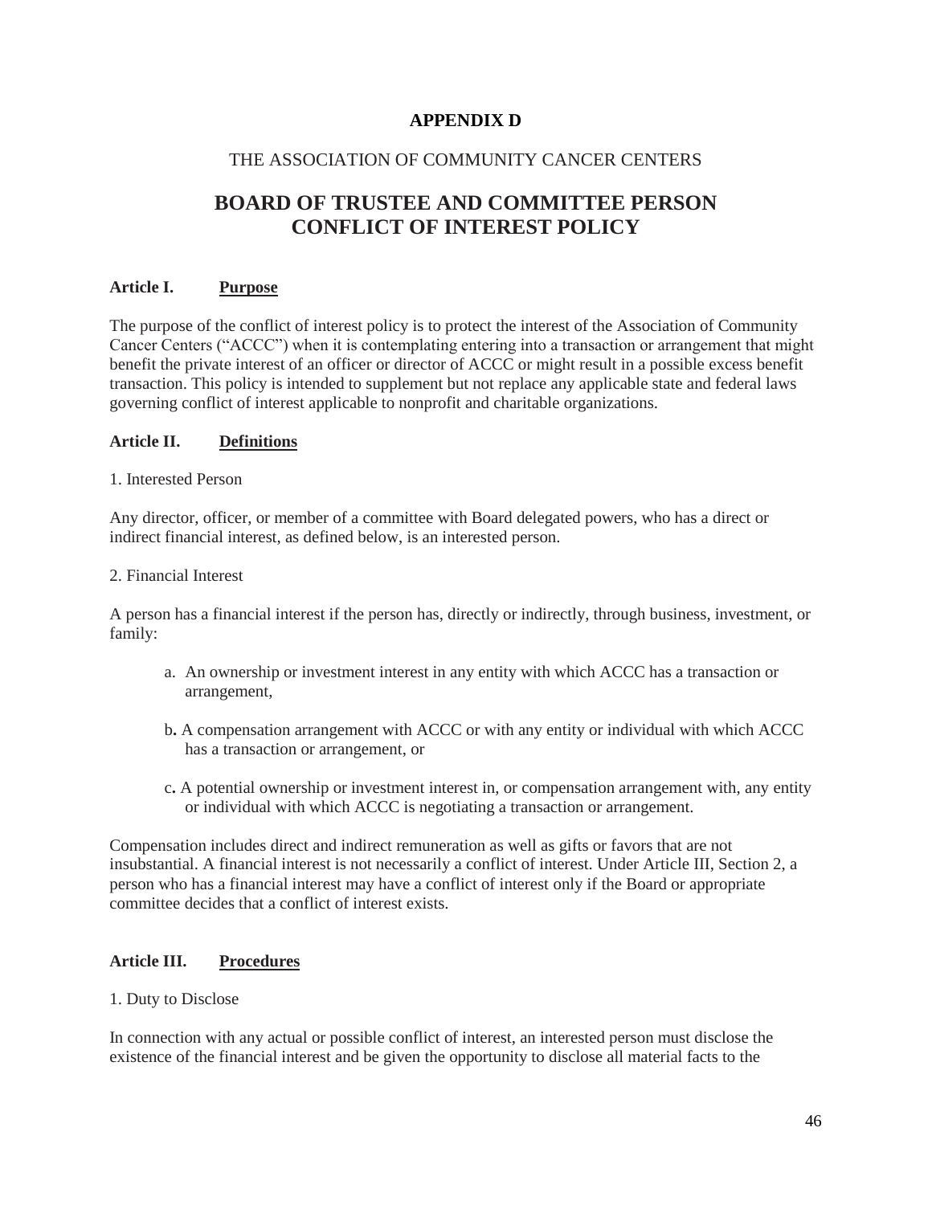**APPENDIX D**

THE ASSOCIATION OF COMMUNITY CANCER CENTERS

# BOARD OF TRUSTEE AND COMMITTEE PERSON CONFLICT OF INTEREST POLICY

**Article I. Purpose**

The purpose of the conflict of interest policy is to protect the interest of the Association of Community Cancer Centers ("ACCC") when it is contemplating entering into a transaction or arrangement that might benefit the private interest of an officer or director of ACCC or might result in a possible excess benefit transaction. This policy is intended to supplement but not replace any applicable state and federal laws governing conflict of interest applicable to nonprofit and charitable organizations.

**Article II. Definitions**

1. Interested Person

Any director, officer, or member of a committee with Board delegated powers, who has a direct or indirect financial interest, as defined below, is an interested person.

2. Financial Interest

A person has a financial interest if the person has, directly or indirectly, through business, investment, or family:

a. An ownership or investment interest in any entity with which ACCC has a transaction or arrangement,

b. A compensation arrangement with ACCC or with any entity or individual with which ACCC has a transaction or arrangement, or

c. A potential ownership or investment interest in, or compensation arrangement with, any entity or individual with which ACCC is negotiating a transaction or arrangement.

Compensation includes direct and indirect remuneration as well as gifts or favors that are not insubstantial. A financial interest is not necessarily a conflict of interest. Under Article III, Section 2, a person who has a financial interest may have a conflict of interest only if the Board or appropriate committee decides that a conflict of interest exists.

**Article III. Procedures**

1. Duty to Disclose

In connection with any actual or possible conflict of interest, an interested person must disclose the existence of the financial interest and be given the opportunity to disclose all material facts to the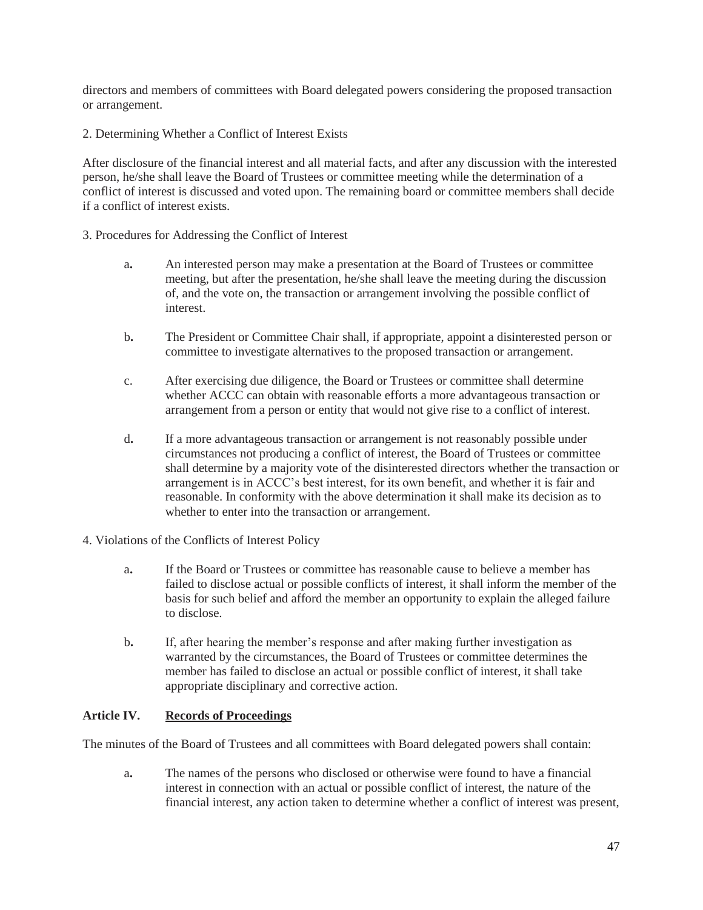directors and members of committees with Board delegated powers considering the proposed transaction or arrangement.

2. Determining Whether a Conflict of Interest Exists

After disclosure of the financial interest and all material facts, and after any discussion with the interested person, he/she shall leave the Board of Trustees or committee meeting while the determination of a conflict of interest is discussed and voted upon. The remaining board or committee members shall decide if a conflict of interest exists.

3. Procedures for Addressing the Conflict of Interest

a. An interested person may make a presentation at the Board of Trustees or committee meeting, but after the presentation, he/she shall leave the meeting during the discussion of, and the vote on, the transaction or arrangement involving the possible conflict of interest.

b. The President or Committee Chair shall, if appropriate, appoint a disinterested person or committee to investigate alternatives to the proposed transaction or arrangement.

c. After exercising due diligence, the Board or Trustees or committee shall determine whether ACCC can obtain with reasonable efforts a more advantageous transaction or arrangement from a person or entity that would not give rise to a conflict of interest.

d. If a more advantageous transaction or arrangement is not reasonably possible under circumstances not producing a conflict of interest, the Board of Trustees or committee shall determine by a majority vote of the disinterested directors whether the transaction or arrangement is in ACCC's best interest, for its own benefit, and whether it is fair and reasonable. In conformity with the above determination it shall make its decision as to whether to enter into the transaction or arrangement.

4. Violations of the Conflicts of Interest Policy

a. If the Board or Trustees or committee has reasonable cause to believe a member has failed to disclose actual or possible conflicts of interest, it shall inform the member of the basis for such belief and afford the member an opportunity to explain the alleged failure to disclose.

b. If, after hearing the member's response and after making further investigation as warranted by the circumstances, the Board of Trustees or committee determines the member has failed to disclose an actual or possible conflict of interest, it shall take appropriate disciplinary and corrective action.

**Article IV. <u>Records of Proceedings</u>**

The minutes of the Board of Trustees and all committees with Board delegated powers shall contain:

a. The names of the persons who disclosed or otherwise were found to have a financial interest in connection with an actual or possible conflict of interest, the nature of the financial interest, any action taken to determine whether a conflict of interest was present,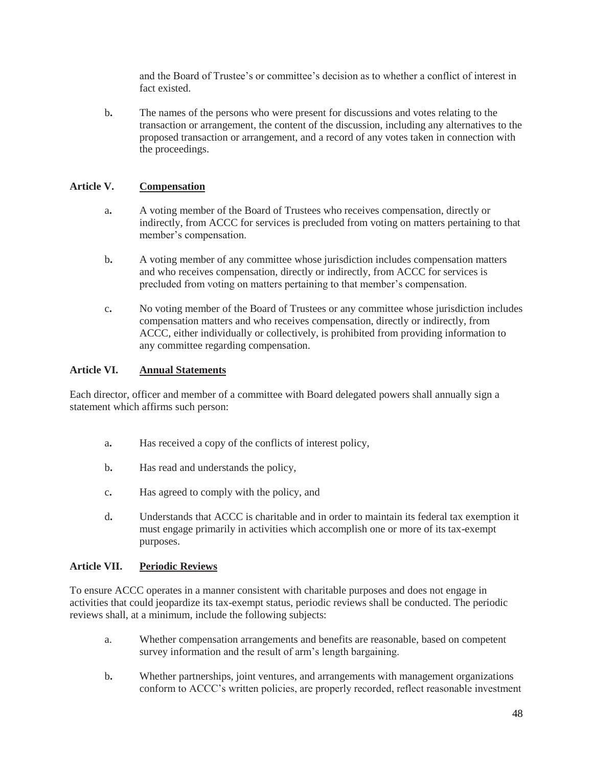and the Board of Trustee's or committee's decision as to whether a conflict of interest in fact existed.

b. The names of the persons who were present for discussions and votes relating to the transaction or arrangement, the content of the discussion, including any alternatives to the proposed transaction or arrangement, and a record of any votes taken in connection with the proceedings.

## Article V. Compensation

a. A voting member of the Board of Trustees who receives compensation, directly or indirectly, from ACCC for services is precluded from voting on matters pertaining to that member's compensation.

b. A voting member of any committee whose jurisdiction includes compensation matters and who receives compensation, directly or indirectly, from ACCC for services is precluded from voting on matters pertaining to that member's compensation.

c. No voting member of the Board of Trustees or any committee whose jurisdiction includes compensation matters and who receives compensation, directly or indirectly, from ACCC, either individually or collectively, is prohibited from providing information to any committee regarding compensation.

## Article VI. Annual Statements

Each director, officer and member of a committee with Board delegated powers shall annually sign a statement which affirms such person:

a. Has received a copy of the conflicts of interest policy,

b. Has read and understands the policy,

c. Has agreed to comply with the policy, and

d. Understands that ACCC is charitable and in order to maintain its federal tax exemption it must engage primarily in activities which accomplish one or more of its tax-exempt purposes.

## Article VII. Periodic Reviews

To ensure ACCC operates in a manner consistent with charitable purposes and does not engage in activities that could jeopardize its tax-exempt status, periodic reviews shall be conducted. The periodic reviews shall, at a minimum, include the following subjects:

a. Whether compensation arrangements and benefits are reasonable, based on competent survey information and the result of arm's length bargaining.

b. Whether partnerships, joint ventures, and arrangements with management organizations conform to ACCC's written policies, are properly recorded, reflect reasonable investment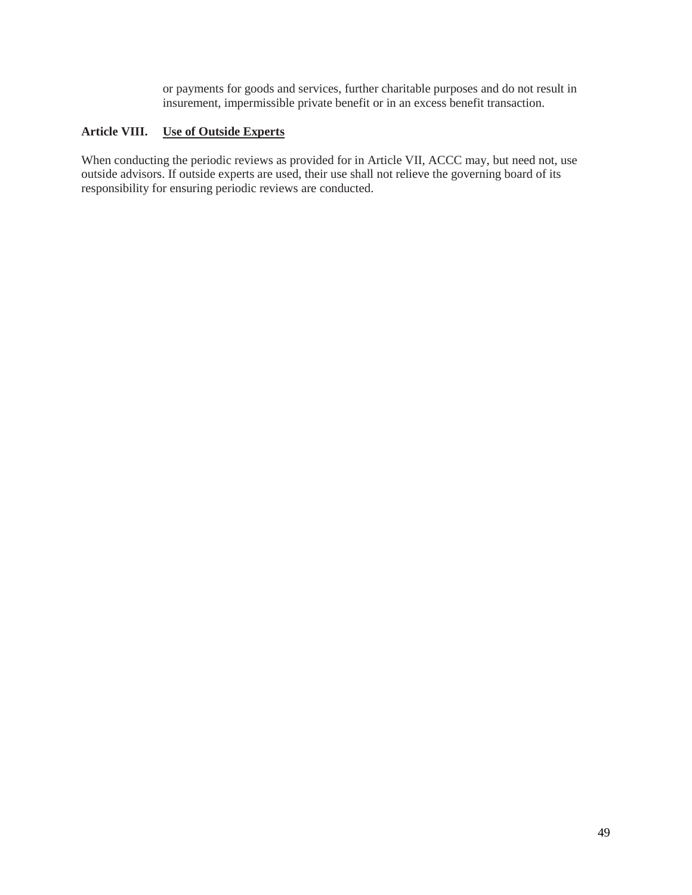or payments for goods and services, further charitable purposes and do not result in insurement, impermissible private benefit or in an excess benefit transaction.

**Article VIII. Use of Outside Experts**

When conducting the periodic reviews as provided for in Article VII, ACCC may, but need not, use outside advisors. If outside experts are used, their use shall not relieve the governing board of its responsibility for ensuring periodic reviews are conducted.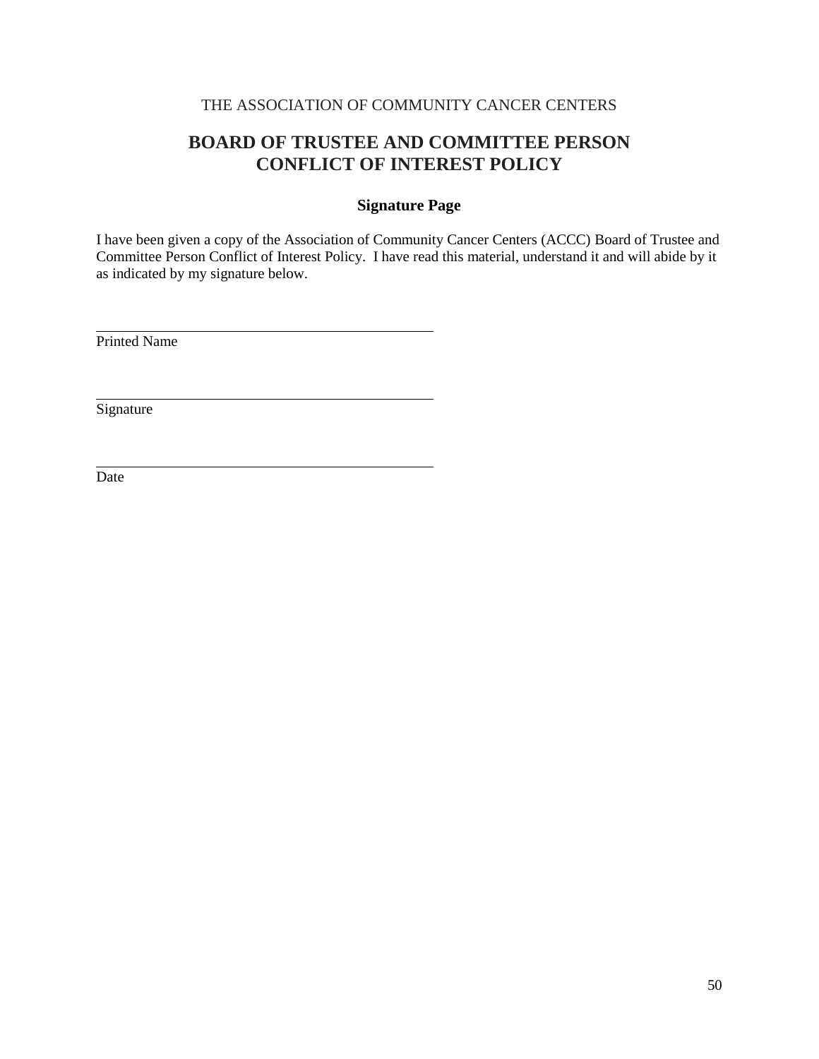THE ASSOCIATION OF COMMUNITY CANCER CENTERS

# BOARD OF TRUSTEE AND COMMITTEE PERSON CONFLICT OF INTEREST POLICY

## Signature Page

I have been given a copy of the Association of Community Cancer Centers (ACCC) Board of Trustee and Committee Person Conflict of Interest Policy. I have read this material, understand it and will abide by it as indicated by my signature below.

\_\_\_\_\_\_\_\_\_\_\_\_\_\_\_\_\_\_\_\_\_\_\_\_\_\_\_\_\_\_\_\_\_\_\_\_\_\_\_\_\_\_\_\_

Printed Name

\_\_\_\_\_\_\_\_\_\_\_\_\_\_\_\_\_\_\_\_\_\_\_\_\_\_\_\_\_\_\_\_\_\_\_\_\_\_\_\_\_\_\_\_

Signature

\_\_\_\_\_\_\_\_\_\_\_\_\_\_\_\_\_\_\_\_\_\_\_\_\_\_\_\_\_\_\_\_\_\_\_\_\_\_\_\_\_\_\_\_

Date